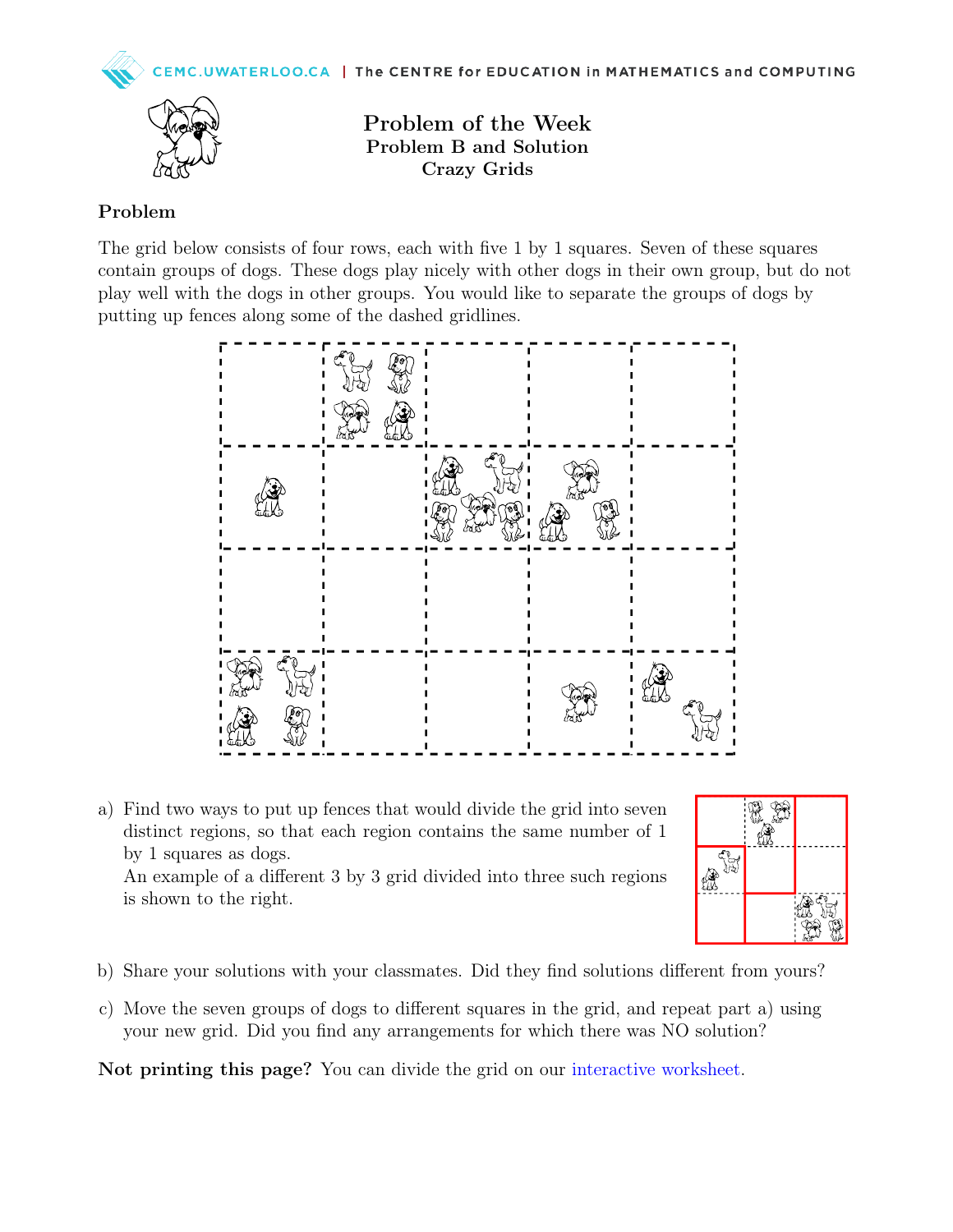# Problem of the Week

## Problem B and Solution

### Crazy Grids

**Problem**

The grid below consists of four rows, each with five 1 by 1 squares. Seven of these squares contain groups of dogs. These dogs play nicely with other dogs in their own group, but do not play well with the dogs in other groups. You would like to separate the groups of dogs by putting up fences along some of the dashed gridlines.

a) Find two ways to put up fences that would divide the grid into seven distinct regions, so that each region contains the same number of 1 by 1 squares as dogs.
An example of a different 3 by 3 grid divided into three such regions is shown to the right.

b) Share your solutions with your classmates. Did they find solutions different from yours?

c) Move the seven groups of dogs to different squares in the grid, and repeat part a) using your new grid. Did you find any arrangements for which there was NO solution?

**Not printing this page?** You can divide the grid on our interactive worksheet.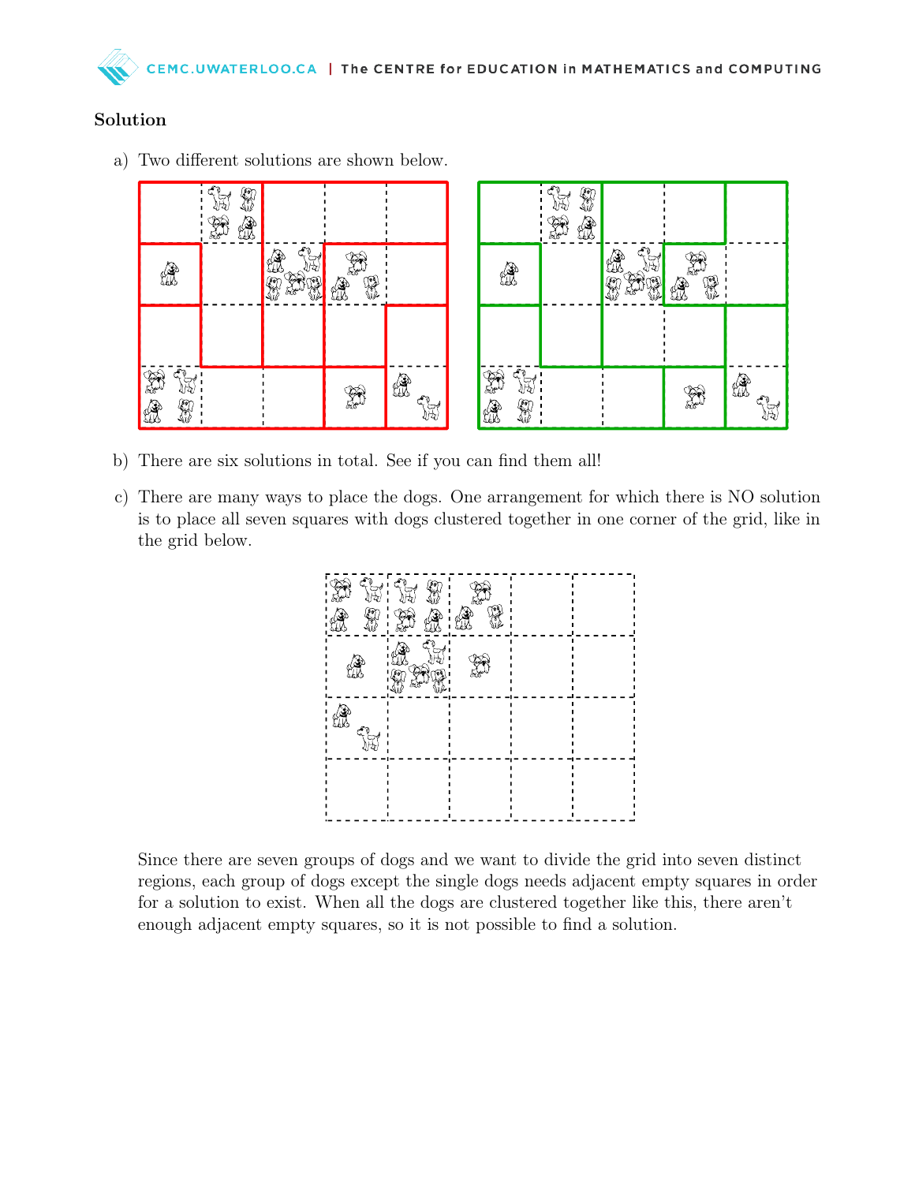**Solution**

a) Two different solutions are shown below.

b) There are six solutions in total. See if you can find them all!

c) There are many ways to place the dogs. One arrangement for which there is NO solution is to place all seven squares with dogs clustered together in one corner of the grid, like in the grid below.

Since there are seven groups of dogs and we want to divide the grid into seven distinct regions, each group of dogs except the single dogs needs adjacent empty squares in order for a solution to exist. When all the dogs are clustered together like this, there aren't enough adjacent empty squares, so it is not possible to find a solution.